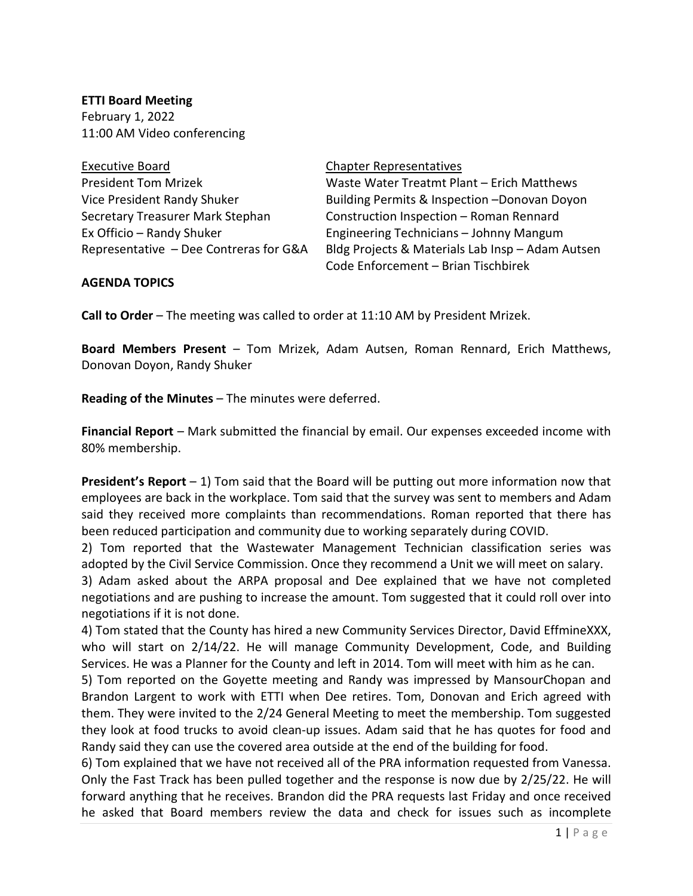**ETTI Board Meeting**
February 1, 2022
11:00 AM Video conferencing

Executive Board
President Tom Mrizek
Vice President Randy Shuker
Secretary Treasurer Mark Stephan
Ex Officio – Randy Shuker
Representative – Dee Contreras for G&A

Chapter Representatives
Waste Water Treatmt Plant – Erich Matthews
Building Permits & Inspection –Donovan Doyon
Construction Inspection – Roman Rennard
Engineering Technicians – Johnny Mangum
Bldg Projects & Materials Lab Insp – Adam Autsen
Code Enforcement – Brian Tischbirek

**AGENDA TOPICS**

**Call to Order** – The meeting was called to order at 11:10 AM by President Mrizek.

**Board Members Present** – Tom Mrizek, Adam Autsen, Roman Rennard, Erich Matthews, Donovan Doyon, Randy Shuker

**Reading of the Minutes** – The minutes were deferred.

**Financial Report** – Mark submitted the financial by email. Our expenses exceeded income with 80% membership.

**President's Report** – 1) Tom said that the Board will be putting out more information now that employees are back in the workplace. Tom said that the survey was sent to members and Adam said they received more complaints than recommendations. Roman reported that there has been reduced participation and community due to working separately during COVID.

2) Tom reported that the Wastewater Management Technician classification series was adopted by the Civil Service Commission. Once they recommend a Unit we will meet on salary.

3) Adam asked about the ARPA proposal and Dee explained that we have not completed negotiations and are pushing to increase the amount. Tom suggested that it could roll over into negotiations if it is not done.

4) Tom stated that the County has hired a new Community Services Director, David EffmineXXX, who will start on 2/14/22. He will manage Community Development, Code, and Building Services. He was a Planner for the County and left in 2014. Tom will meet with him as he can.

5) Tom reported on the Goyette meeting and Randy was impressed by MansourChopan and Brandon Largent to work with ETTI when Dee retires. Tom, Donovan and Erich agreed with them. They were invited to the 2/24 General Meeting to meet the membership. Tom suggested they look at food trucks to avoid clean-up issues. Adam said that he has quotes for food and Randy said they can use the covered area outside at the end of the building for food.

6) Tom explained that we have not received all of the PRA information requested from Vanessa. Only the Fast Track has been pulled together and the response is now due by 2/25/22. He will forward anything that he receives. Brandon did the PRA requests last Friday and once received he asked that Board members review the data and check for issues such as incomplete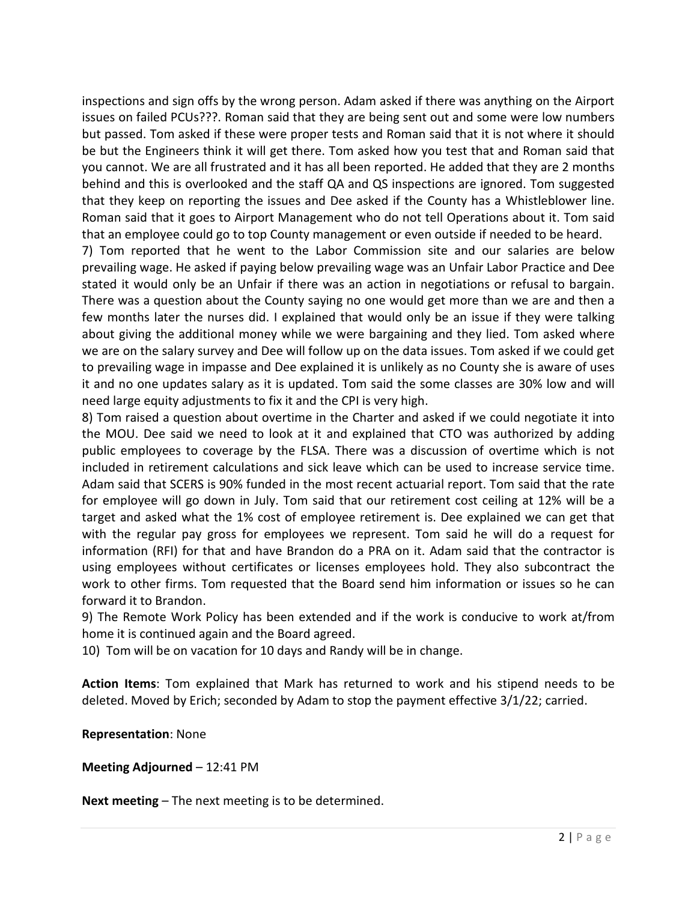inspections and sign offs by the wrong person. Adam asked if there was anything on the Airport issues on failed PCUs???. Roman said that they are being sent out and some were low numbers but passed. Tom asked if these were proper tests and Roman said that it is not where it should be but the Engineers think it will get there. Tom asked how you test that and Roman said that you cannot. We are all frustrated and it has all been reported. He added that they are 2 months behind and this is overlooked and the staff QA and QS inspections are ignored. Tom suggested that they keep on reporting the issues and Dee asked if the County has a Whistleblower line. Roman said that it goes to Airport Management who do not tell Operations about it. Tom said that an employee could go to top County management or even outside if needed to be heard.

7) Tom reported that he went to the Labor Commission site and our salaries are below prevailing wage. He asked if paying below prevailing wage was an Unfair Labor Practice and Dee stated it would only be an Unfair if there was an action in negotiations or refusal to bargain. There was a question about the County saying no one would get more than we are and then a few months later the nurses did. I explained that would only be an issue if they were talking about giving the additional money while we were bargaining and they lied. Tom asked where we are on the salary survey and Dee will follow up on the data issues. Tom asked if we could get to prevailing wage in impasse and Dee explained it is unlikely as no County she is aware of uses it and no one updates salary as it is updated. Tom said the some classes are 30% low and will need large equity adjustments to fix it and the CPI is very high.

8) Tom raised a question about overtime in the Charter and asked if we could negotiate it into the MOU. Dee said we need to look at it and explained that CTO was authorized by adding public employees to coverage by the FLSA. There was a discussion of overtime which is not included in retirement calculations and sick leave which can be used to increase service time. Adam said that SCERS is 90% funded in the most recent actuarial report. Tom said that the rate for employee will go down in July. Tom said that our retirement cost ceiling at 12% will be a target and asked what the 1% cost of employee retirement is. Dee explained we can get that with the regular pay gross for employees we represent. Tom said he will do a request for information (RFI) for that and have Brandon do a PRA on it. Adam said that the contractor is using employees without certificates or licenses employees hold. They also subcontract the work to other firms. Tom requested that the Board send him information or issues so he can forward it to Brandon.

9) The Remote Work Policy has been extended and if the work is conducive to work at/from home it is continued again and the Board agreed.

10) Tom will be on vacation for 10 days and Randy will be in change.

**Action Items**: Tom explained that Mark has returned to work and his stipend needs to be deleted. Moved by Erich; seconded by Adam to stop the payment effective 3/1/22; carried.

**Representation**: None

**Meeting Adjourned** – 12:41 PM

**Next meeting** – The next meeting is to be determined.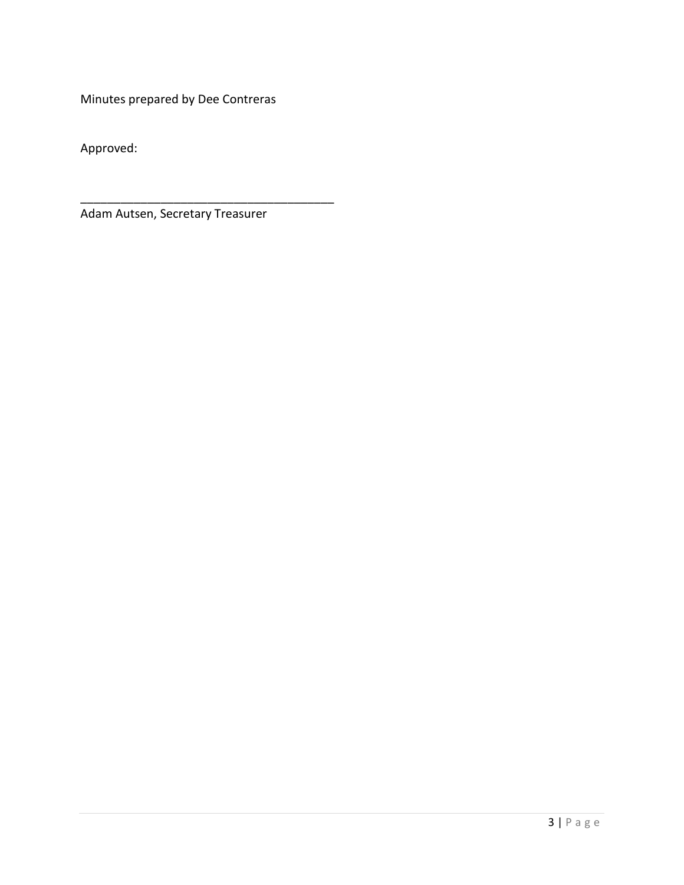Minutes prepared by Dee Contreras

Approved:

______________________________________
Adam Autsen, Secretary Treasurer